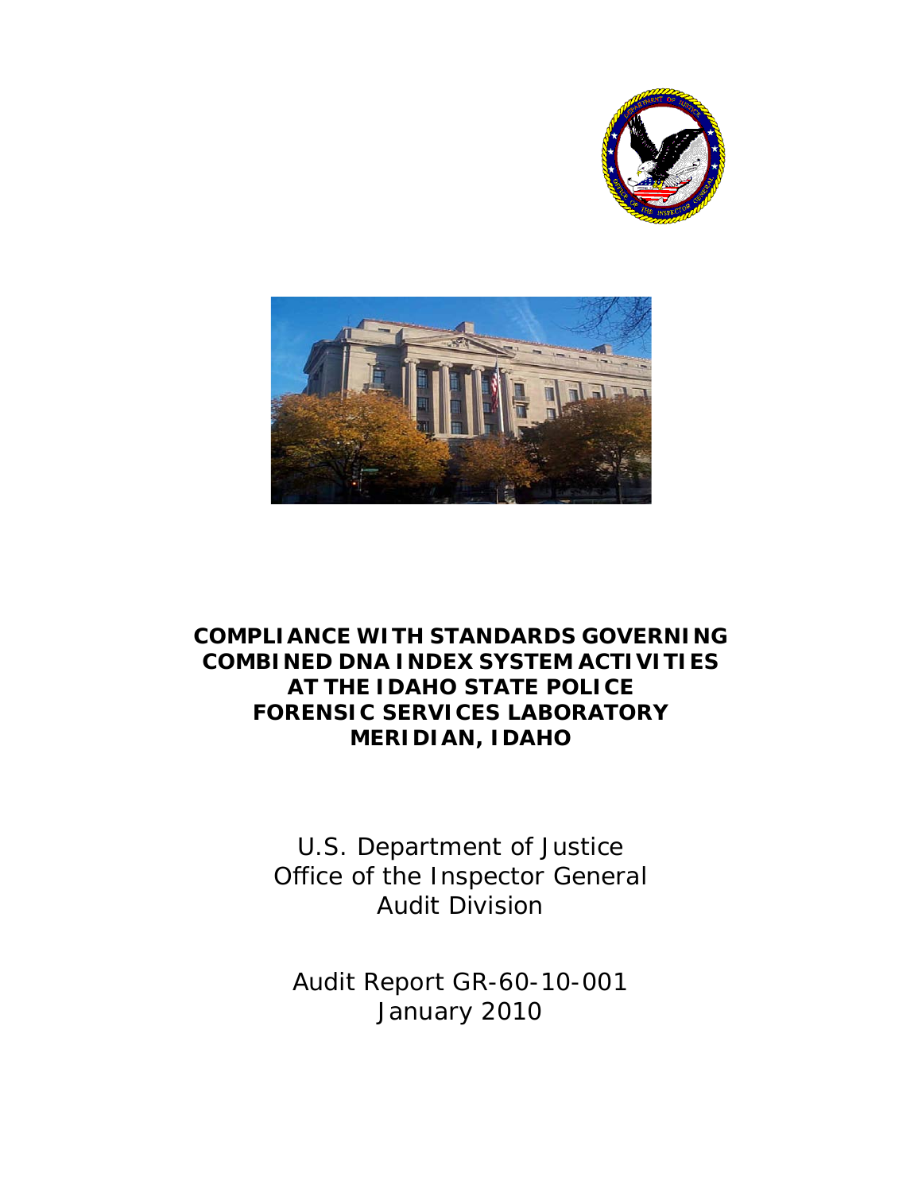# COMPLIANCE WITH STANDARDS GOVERNING COMBINED DNA INDEX SYSTEM ACTIVITIES AT THE IDAHO STATE POLICE FORENSIC SERVICES LABORATORY MERIDIAN, IDAHO

U.S. Department of Justice
Office of the Inspector General
Audit Division

Audit Report GR-60-10-001
January 2010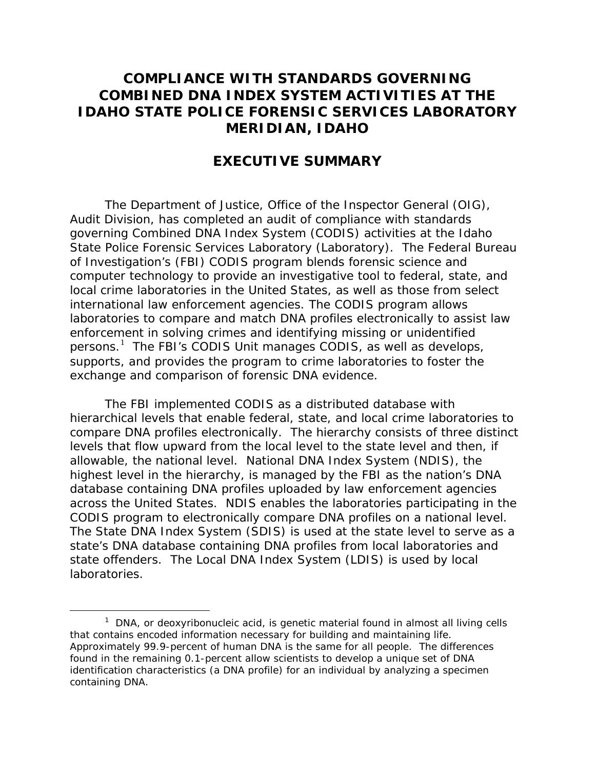# COMPLIANCE WITH STANDARDS GOVERNING COMBINED DNA INDEX SYSTEM ACTIVITIES AT THE IDAHO STATE POLICE FORENSIC SERVICES LABORATORY MERIDIAN, IDAHO

## EXECUTIVE SUMMARY

The Department of Justice, Office of the Inspector General (OIG), Audit Division, has completed an audit of compliance with standards governing Combined DNA Index System (CODIS) activities at the Idaho State Police Forensic Services Laboratory (Laboratory). The Federal Bureau of Investigation's (FBI) CODIS program blends forensic science and computer technology to provide an investigative tool to federal, state, and local crime laboratories in the United States, as well as those from select international law enforcement agencies. The CODIS program allows laboratories to compare and match DNA profiles electronically to assist law enforcement in solving crimes and identifying missing or unidentified persons.[1] The FBI's CODIS Unit manages CODIS, as well as develops, supports, and provides the program to crime laboratories to foster the exchange and comparison of forensic DNA evidence.

The FBI implemented CODIS as a distributed database with hierarchical levels that enable federal, state, and local crime laboratories to compare DNA profiles electronically. The hierarchy consists of three distinct levels that flow upward from the local level to the state level and then, if allowable, the national level. National DNA Index System (NDIS), the highest level in the hierarchy, is managed by the FBI as the nation's DNA database containing DNA profiles uploaded by law enforcement agencies across the United States. NDIS enables the laboratories participating in the CODIS program to electronically compare DNA profiles on a national level. The State DNA Index System (SDIS) is used at the state level to serve as a state's DNA database containing DNA profiles from local laboratories and state offenders. The Local DNA Index System (LDIS) is used by local laboratories.

[1] DNA, or deoxyribonucleic acid, is genetic material found in almost all living cells that contains encoded information necessary for building and maintaining life. Approximately 99.9-percent of human DNA is the same for all people. The differences found in the remaining 0.1-percent allow scientists to develop a unique set of DNA identification characteristics (a DNA profile) for an individual by analyzing a specimen containing DNA.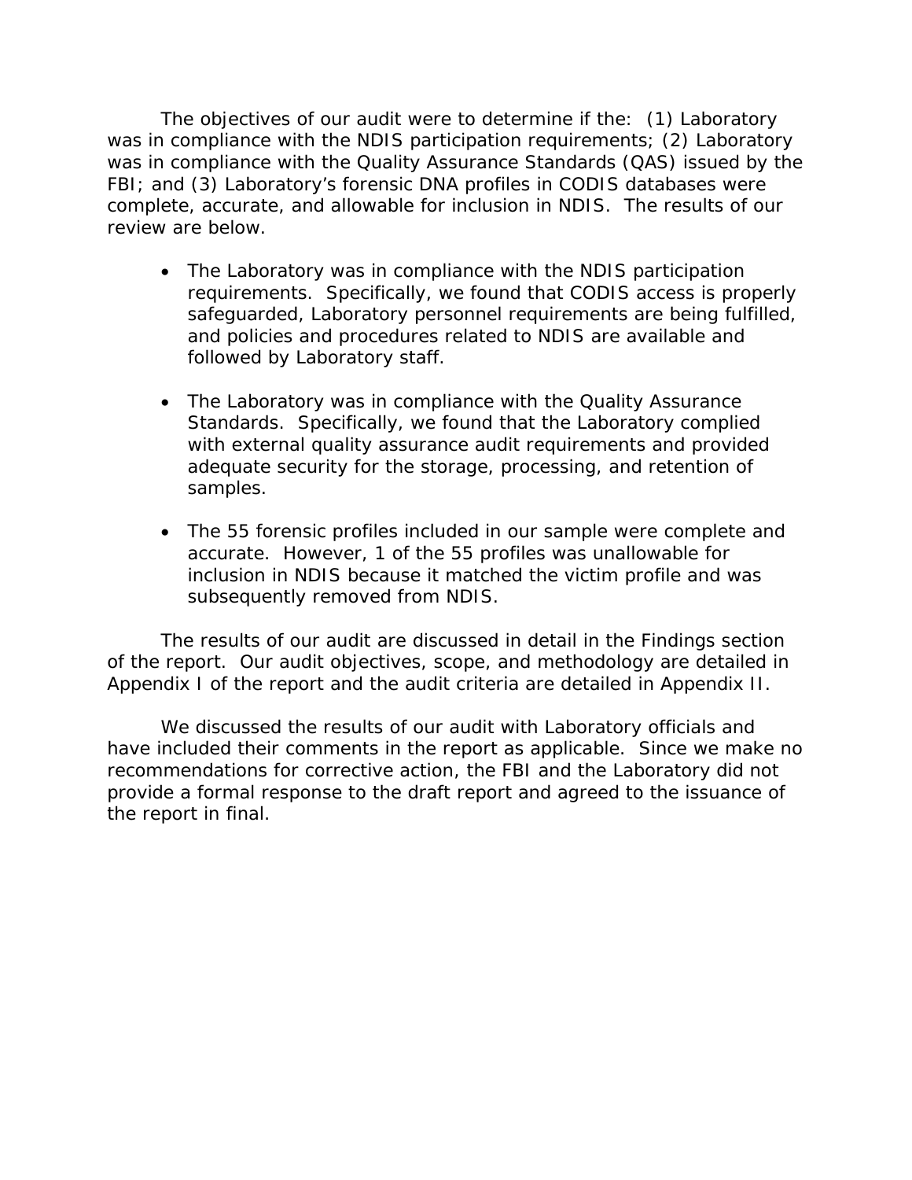The objectives of our audit were to determine if the: (1) Laboratory was in compliance with the NDIS participation requirements; (2) Laboratory was in compliance with the Quality Assurance Standards (QAS) issued by the FBI; and (3) Laboratory's forensic DNA profiles in CODIS databases were complete, accurate, and allowable for inclusion in NDIS. The results of our review are below.

- The Laboratory was in compliance with the NDIS participation requirements. Specifically, we found that CODIS access is properly safeguarded, Laboratory personnel requirements are being fulfilled, and policies and procedures related to NDIS are available and followed by Laboratory staff.

- The Laboratory was in compliance with the Quality Assurance Standards. Specifically, we found that the Laboratory complied with external quality assurance audit requirements and provided adequate security for the storage, processing, and retention of samples.

- The 55 forensic profiles included in our sample were complete and accurate. However, 1 of the 55 profiles was unallowable for inclusion in NDIS because it matched the victim profile and was subsequently removed from NDIS.

The results of our audit are discussed in detail in the Findings section of the report. Our audit objectives, scope, and methodology are detailed in Appendix I of the report and the audit criteria are detailed in Appendix II.

We discussed the results of our audit with Laboratory officials and have included their comments in the report as applicable. Since we make no recommendations for corrective action, the FBI and the Laboratory did not provide a formal response to the draft report and agreed to the issuance of the report in final.